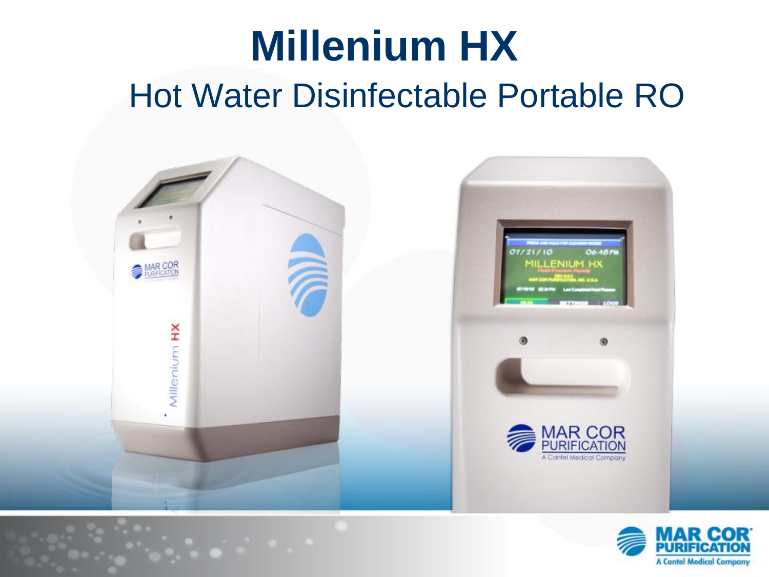# Millenium HX

## Hot Water Disinfectable Portable RO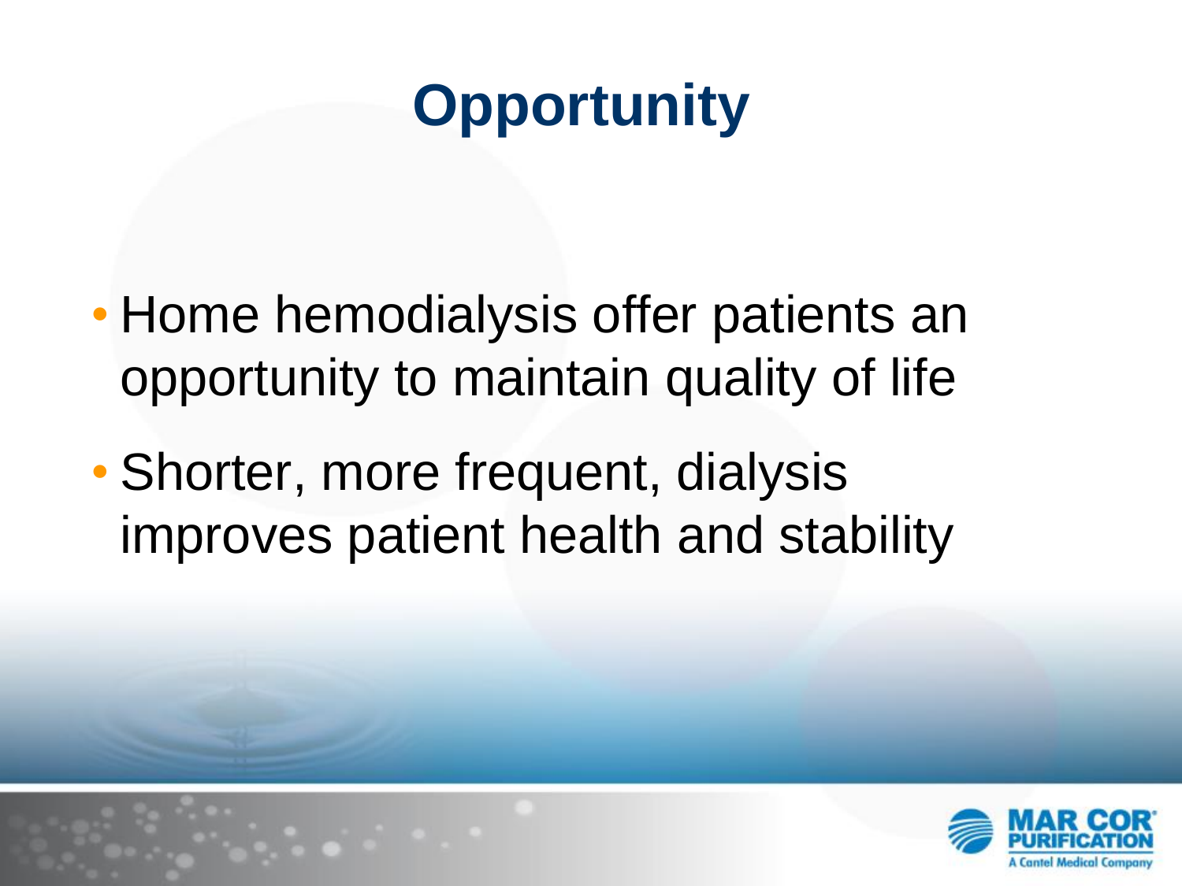# Opportunity

- Home hemodialysis offer patients an opportunity to maintain quality of life
- Shorter, more frequent, dialysis improves patient health and stability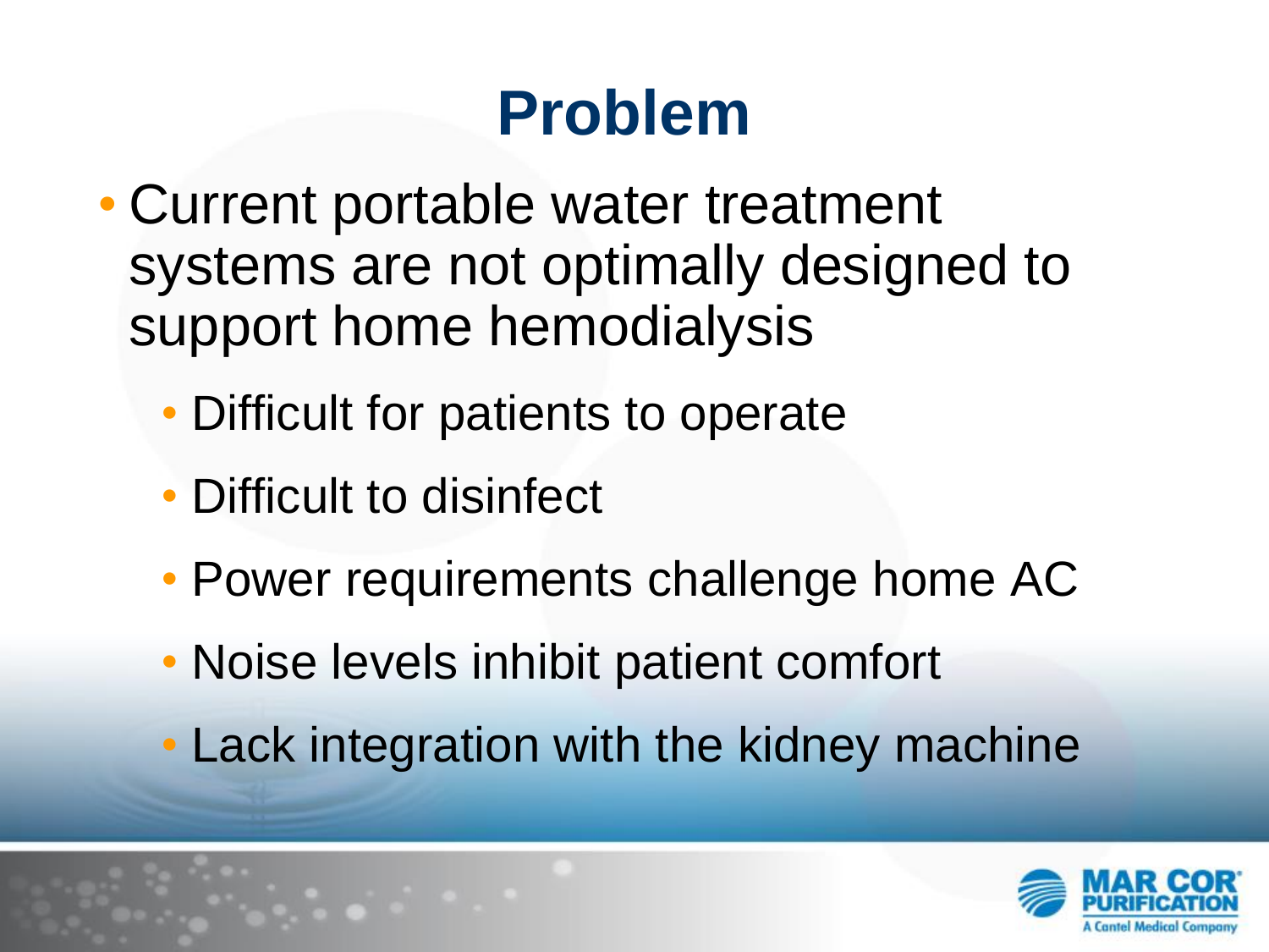# Problem

- Current portable water treatment systems are not optimally designed to support home hemodialysis
  - Difficult for patients to operate
  - Difficult to disinfect
  - Power requirements challenge home AC
  - Noise levels inhibit patient comfort
  - Lack integration with the kidney machine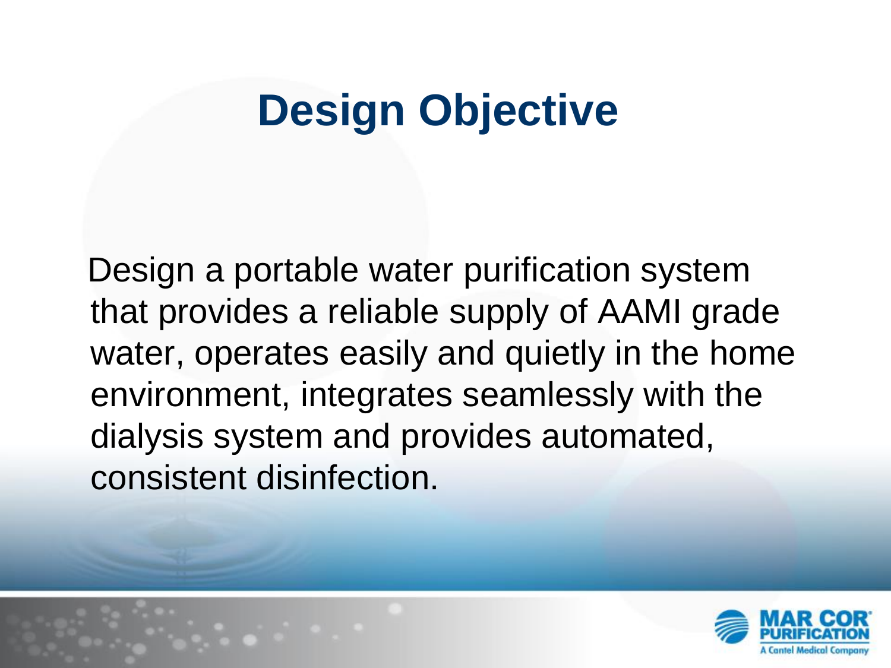# Design Objective

Design a portable water purification system that provides a reliable supply of AAMI grade water, operates easily and quietly in the home environment, integrates seamlessly with the dialysis system and provides automated, consistent disinfection.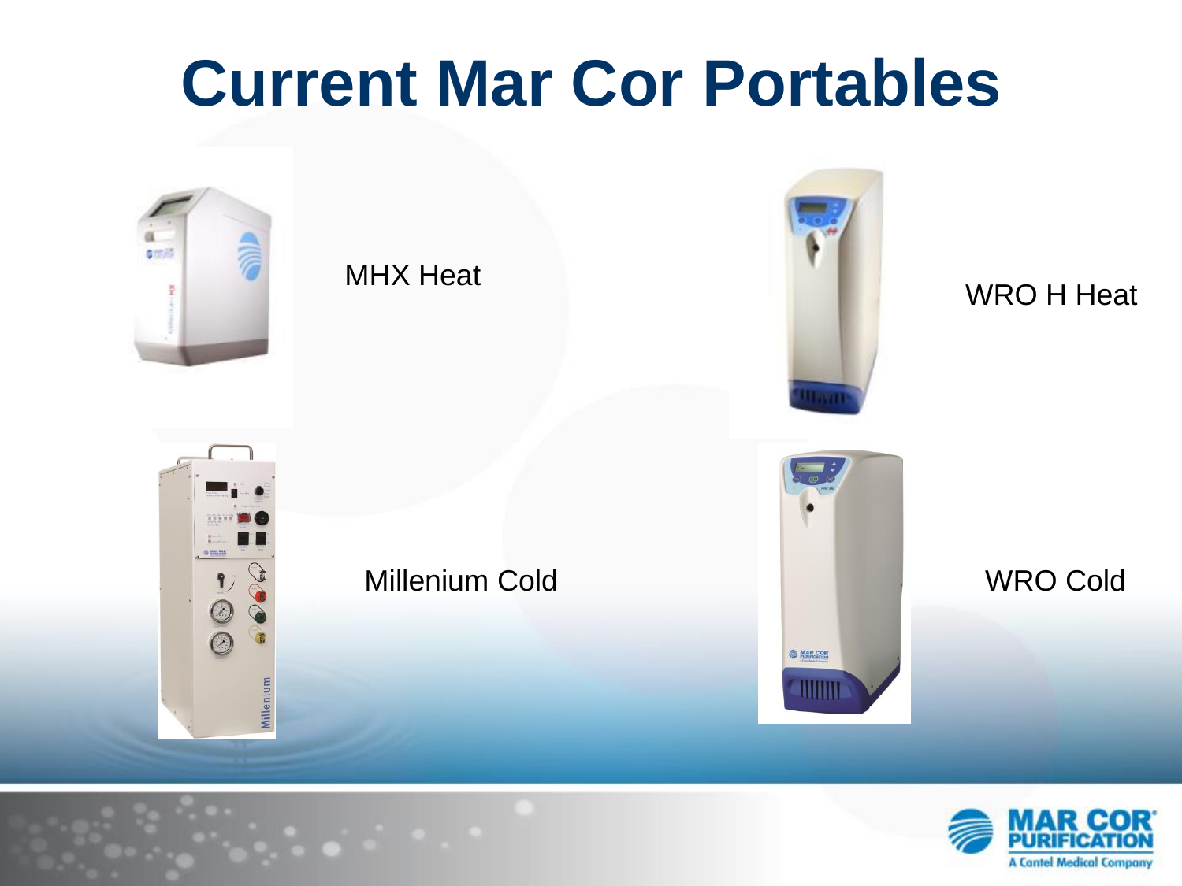# Current Mar Cor Portables

MHX Heat

WRO H Heat

Millenium Cold

WRO Cold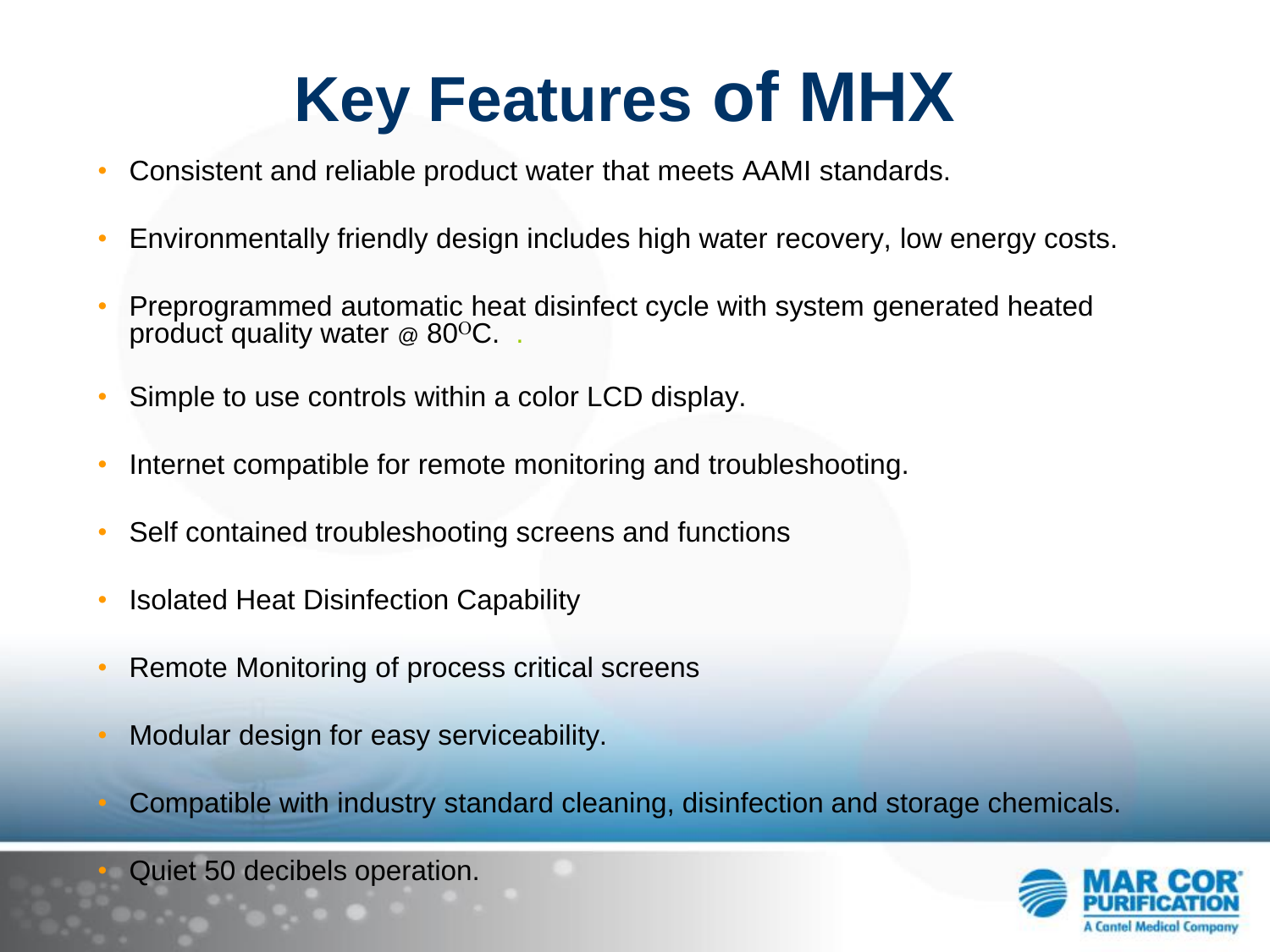# Key Features of MHX

- Consistent and reliable product water that meets AAMI standards.
- Environmentally friendly design includes high water recovery, low energy costs.
- Preprogrammed automatic heat disinfect cycle with system generated heated product quality water @ 80$^{O}$C.
- Simple to use controls within a color LCD display.
- Internet compatible for remote monitoring and troubleshooting.
- Self contained troubleshooting screens and functions
- Isolated Heat Disinfection Capability
- Remote Monitoring of process critical screens
- Modular design for easy serviceability.
- Compatible with industry standard cleaning, disinfection and storage chemicals.
- Quiet 50 decibels operation.

MAR COR PURIFICATION
A Cantel Medical Company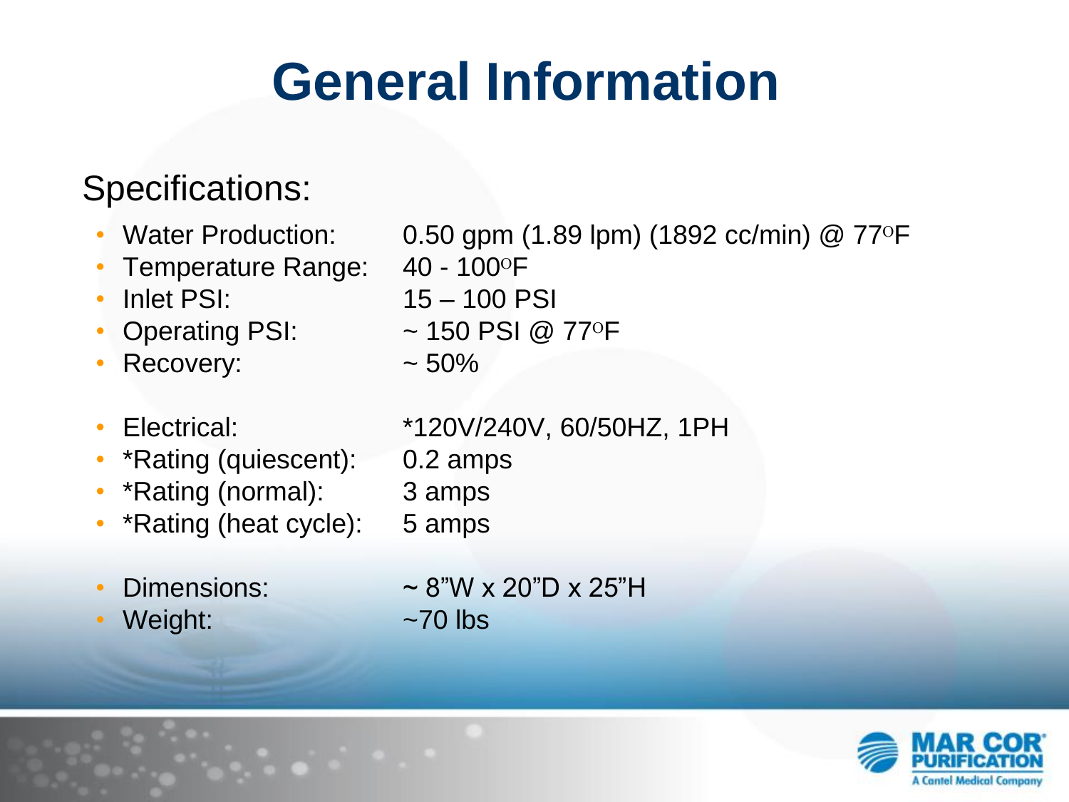# General Information

## Specifications:

- Water Production: 0.50 gpm (1.89 lpm) (1892 cc/min) @ 77°F
- Temperature Range: 40 - 100°F
- Inlet PSI: 15 – 100 PSI
- Operating PSI: ~ 150 PSI @ 77°F
- Recovery: ~ 50%

- Electrical: *120V/240V, 60/50HZ, 1PH
- *Rating (quiescent): 0.2 amps
- *Rating (normal): 3 amps
- *Rating (heat cycle): 5 amps

- Dimensions: ~ 8"W x 20"D x 25"H
- Weight: ~70 lbs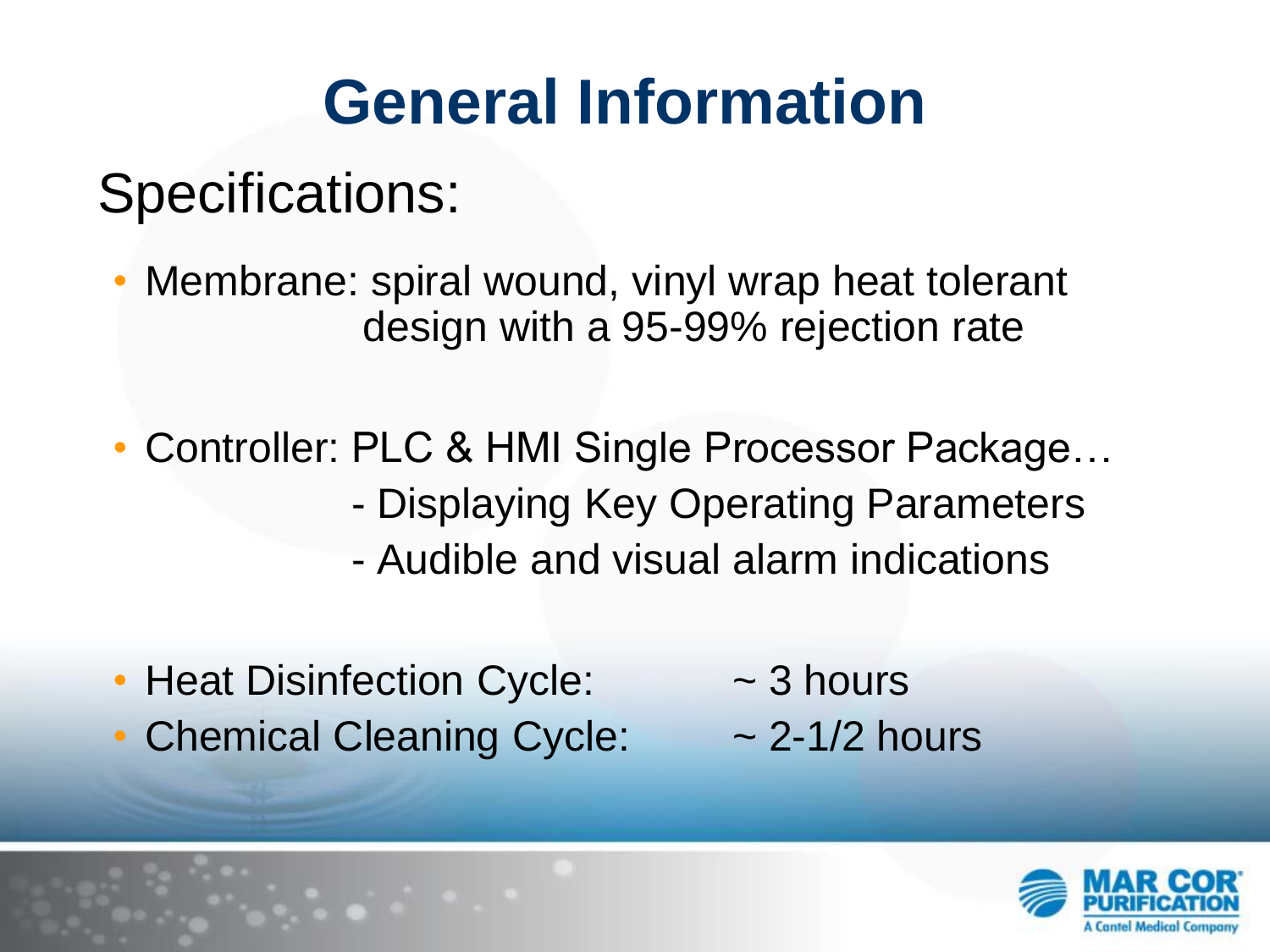# General Information

## Specifications:

- Membrane: spiral wound, vinyl wrap heat tolerant design with a 95-99% rejection rate

- Controller: PLC & HMI Single Processor Package…
  - Displaying Key Operating Parameters
  - Audible and visual alarm indications

- Heat Disinfection Cycle: ~ 3 hours
- Chemical Cleaning Cycle: ~ 2-1/2 hours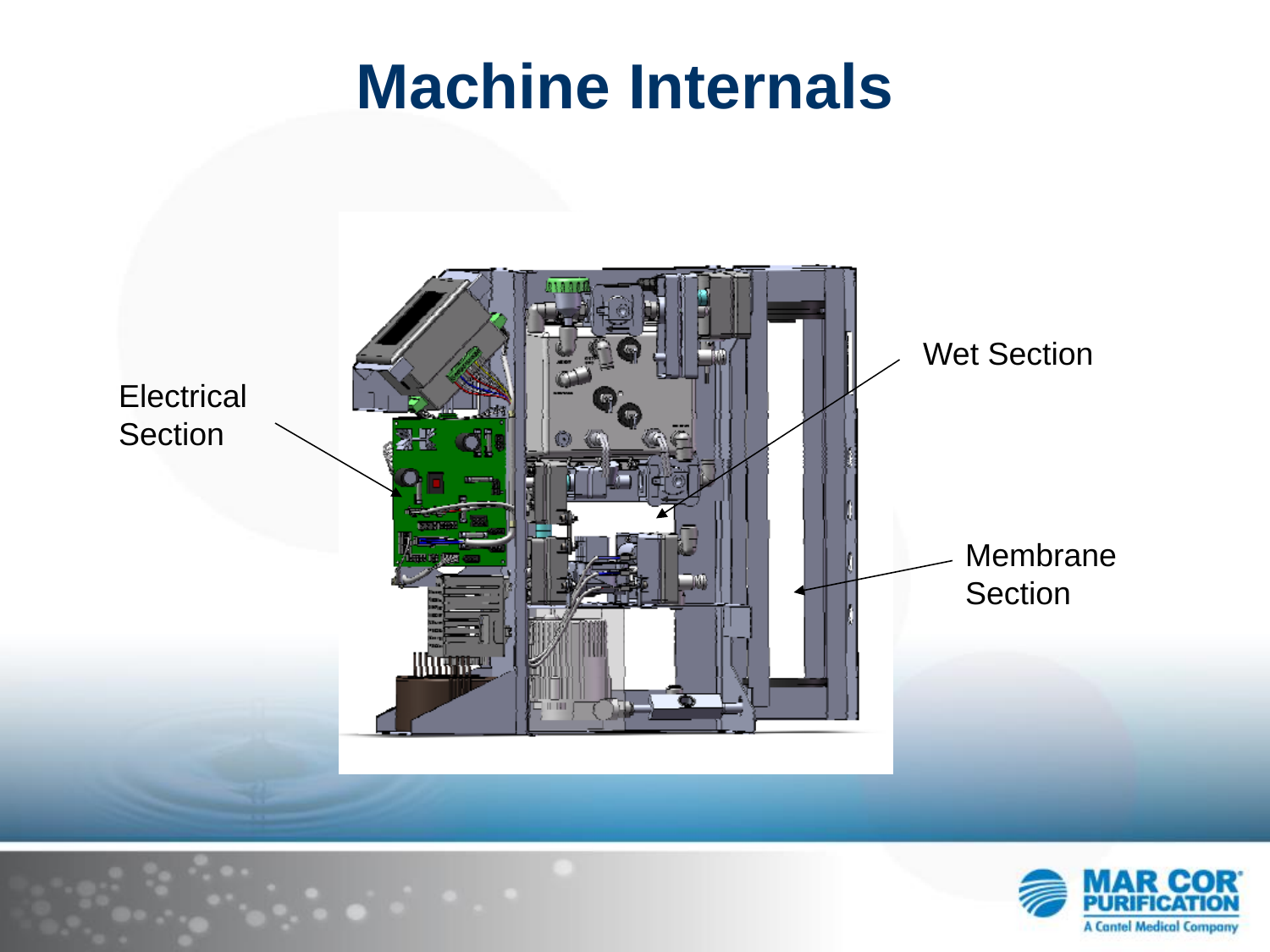# Machine Internals

Electrical Section

Wet Section

Membrane Section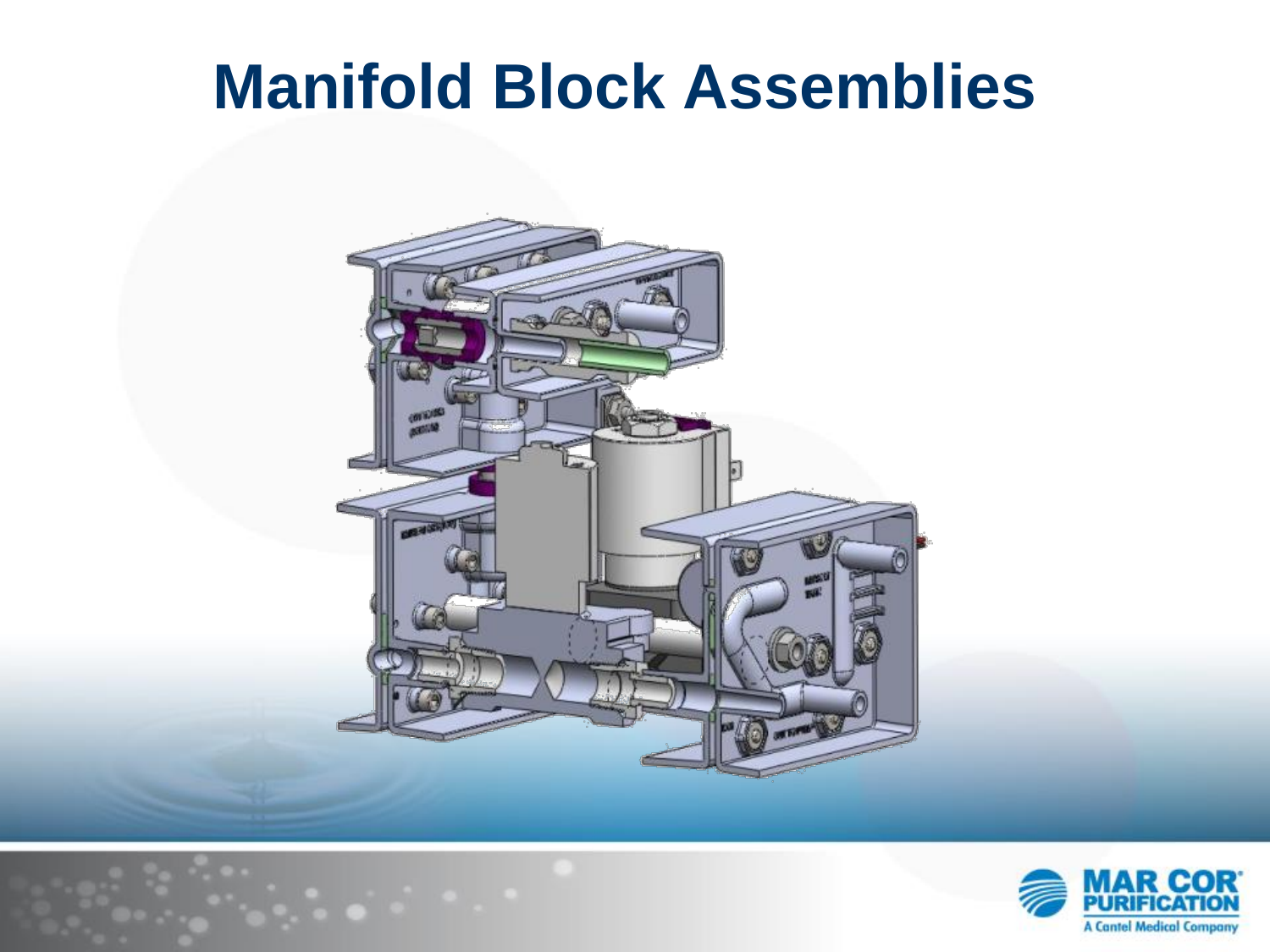# Manifold Block Assemblies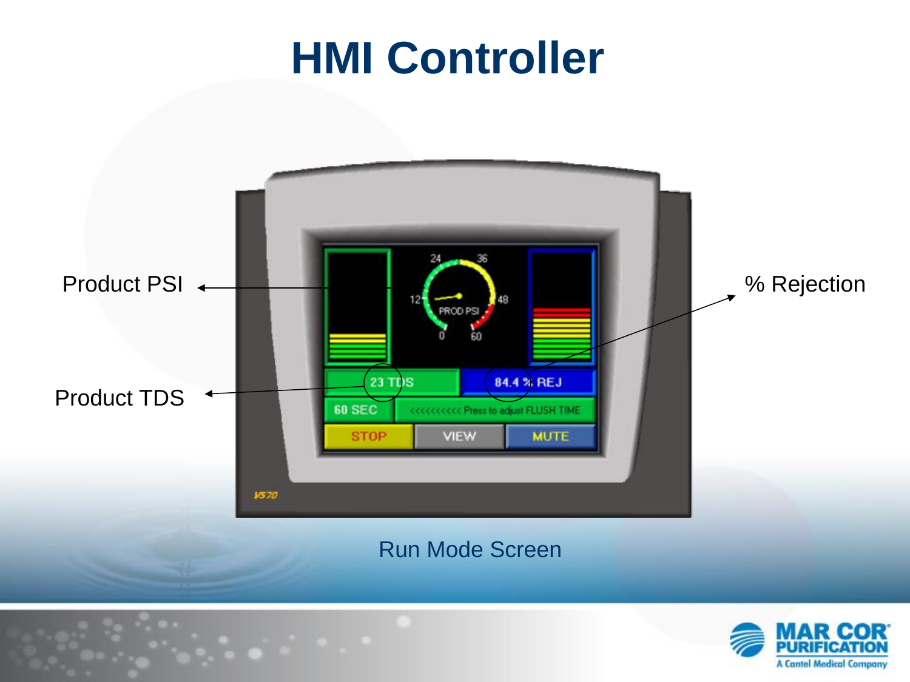# HMI Controller

Product PSI

Product TDS

% Rejection

Run Mode Screen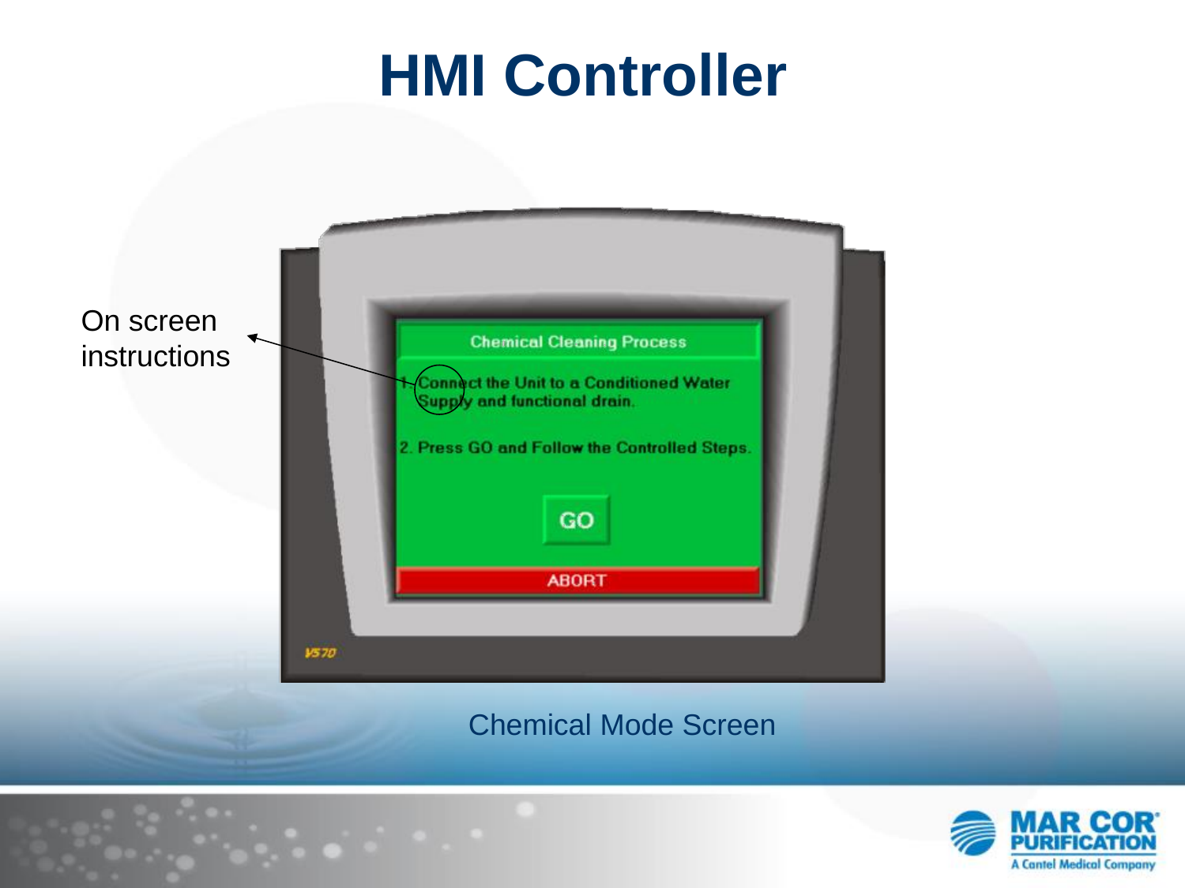# HMI Controller

On screen instructions

Chemical Cleaning Process

1. Connect the Unit to a Conditioned Water Supply and functional drain.

2. Press GO and Follow the Controlled Steps.

GO

ABORT

V570

Chemical Mode Screen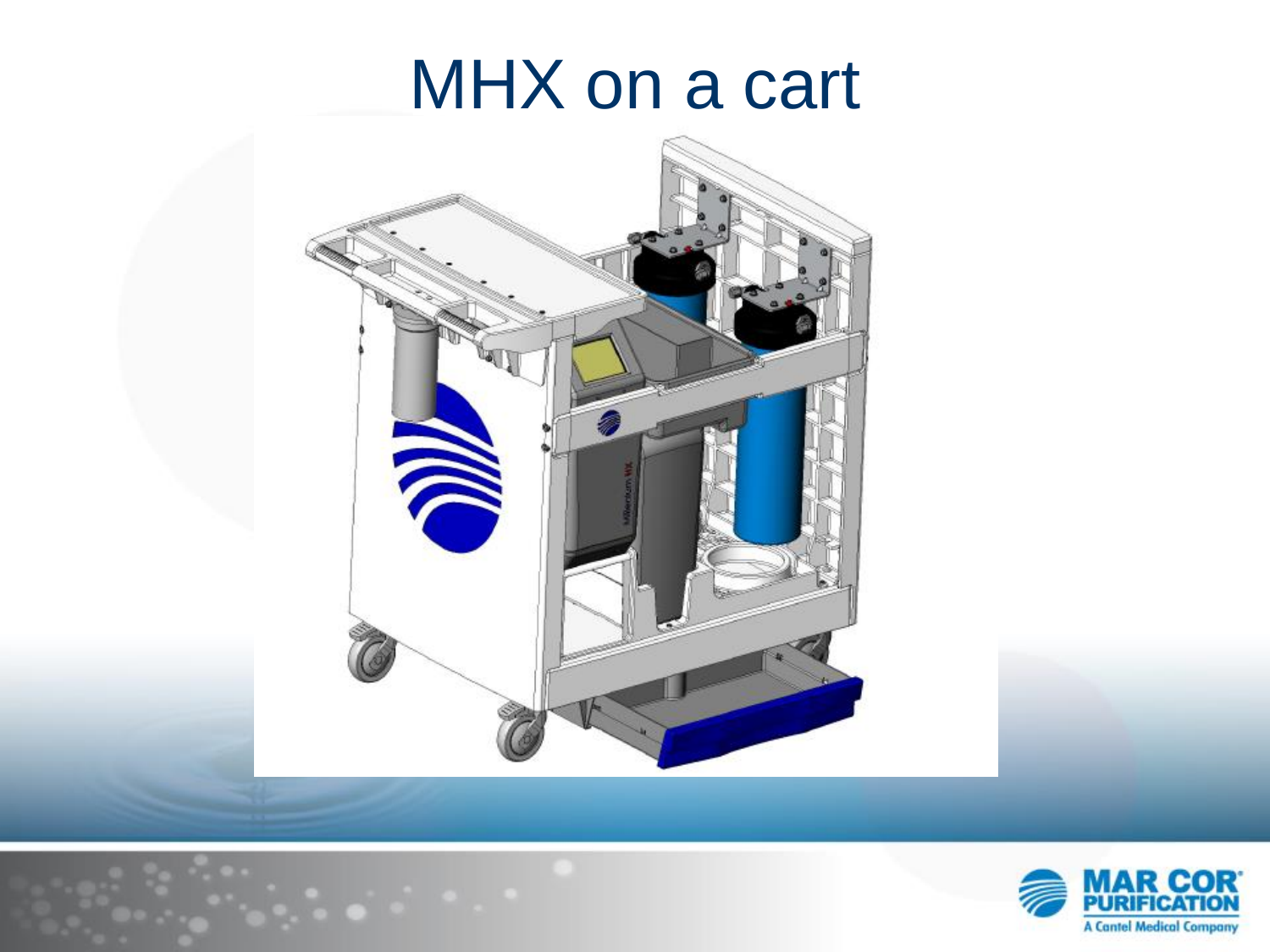# MHX on a cart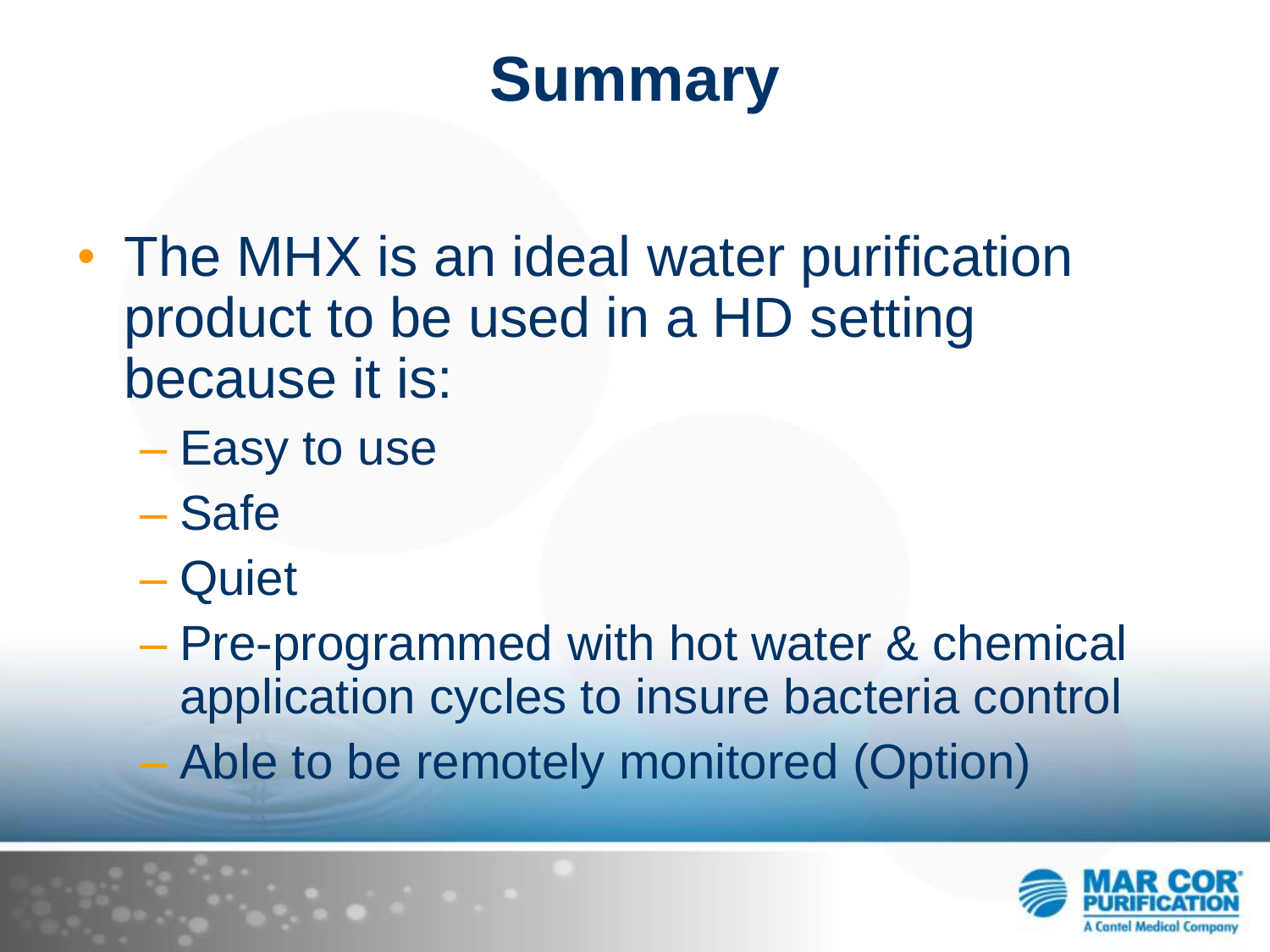# Summary

- The MHX is an ideal water purification product to be used in a HD setting because it is:
  - Easy to use
  - Safe
  - Quiet
  - Pre-programmed with hot water & chemical application cycles to insure bacteria control
  - Able to be remotely monitored (Option)

MAR COR PURIFICATION
A Cantel Medical Company